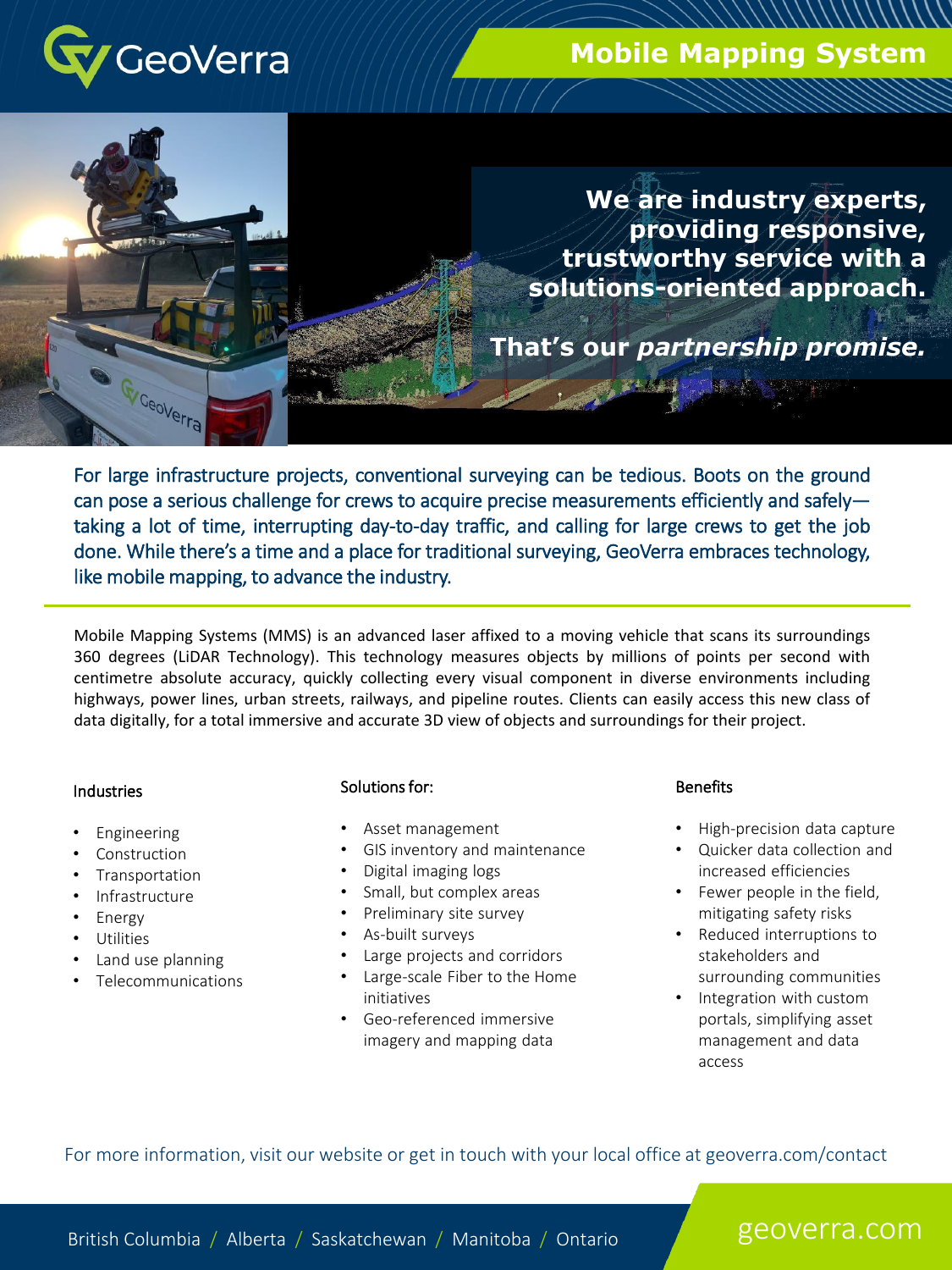GeoVerra

# Mobile Mapping System

**We are industry experts, providing responsive, trustworthy service with a solutions-oriented approach.**

**That's our *partnership promise.***

For large infrastructure projects, conventional surveying can be tedious. Boots on the ground can pose a serious challenge for crews to acquire precise measurements efficiently and safely—taking a lot of time, interrupting day-to-day traffic, and calling for large crews to get the job done. While there's a time and a place for traditional surveying, GeoVerra embraces technology, like mobile mapping, to advance the industry.

---

Mobile Mapping Systems (MMS) is an advanced laser affixed to a moving vehicle that scans its surroundings 360 degrees (LiDAR Technology). This technology measures objects by millions of points per second with centimetre absolute accuracy, quickly collecting every visual component in diverse environments including highways, power lines, urban streets, railways, and pipeline routes. Clients can easily access this new class of data digitally, for a total immersive and accurate 3D view of objects and surroundings for their project.

### Industries

- Engineering
- Construction
- Transportation
- Infrastructure
- Energy
- Utilities
- Land use planning
- Telecommunications

### Solutions for:

- Asset management
- GIS inventory and maintenance
- Digital imaging logs
- Small, but complex areas
- Preliminary site survey
- As-built surveys
- Large projects and corridors
- Large-scale Fiber to the Home initiatives
- Geo-referenced immersive imagery and mapping data

### Benefits

- High-precision data capture
- Quicker data collection and increased efficiencies
- Fewer people in the field, mitigating safety risks
- Reduced interruptions to stakeholders and surrounding communities
- Integration with custom portals, simplifying asset management and data access

For more information, visit our website or get in touch with your local office at geoverra.com/contact

British Columbia / Alberta / Saskatchewan / Manitoba / Ontario

geoverra.com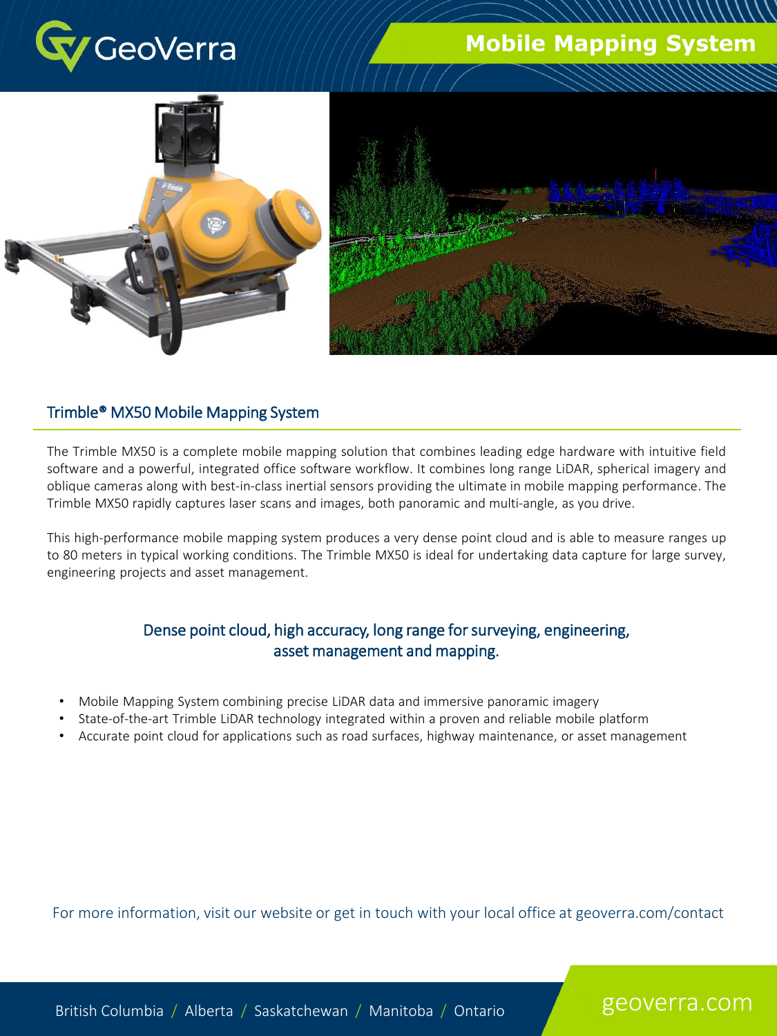# Mobile Mapping System

## Trimble® MX50 Mobile Mapping System

The Trimble MX50 is a complete mobile mapping solution that combines leading edge hardware with intuitive field software and a powerful, integrated office software workflow. It combines long range LiDAR, spherical imagery and oblique cameras along with best-in-class inertial sensors providing the ultimate in mobile mapping performance. The Trimble MX50 rapidly captures laser scans and images, both panoramic and multi-angle, as you drive.

This high-performance mobile mapping system produces a very dense point cloud and is able to measure ranges up to 80 meters in typical working conditions. The Trimble MX50 is ideal for undertaking data capture for large survey, engineering projects and asset management.

### Dense point cloud, high accuracy, long range for surveying, engineering, asset management and mapping.

- Mobile Mapping System combining precise LiDAR data and immersive panoramic imagery
- State-of-the-art Trimble LiDAR technology integrated within a proven and reliable mobile platform
- Accurate point cloud for applications such as road surfaces, highway maintenance, or asset management

For more information, visit our website or get in touch with your local office at geoverra.com/contact

British Columbia / Alberta / Saskatchewan / Manitoba / Ontario

geoverra.com